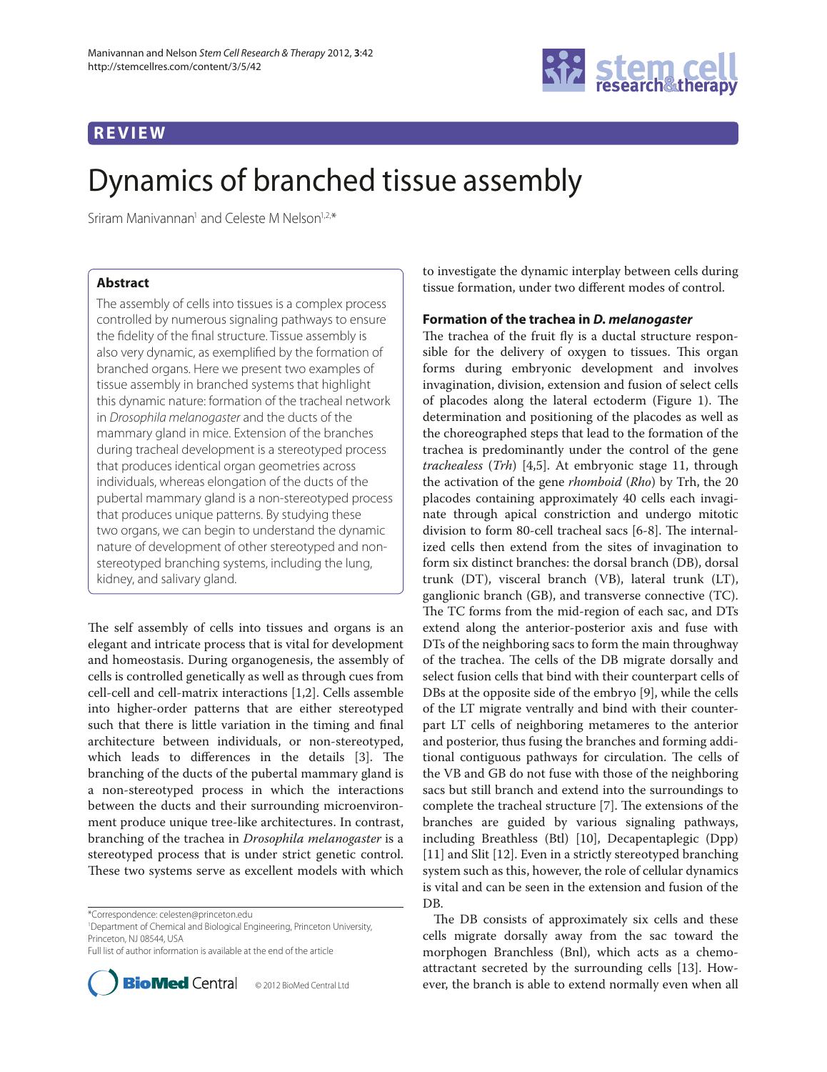REVIEW

# Dynamics of branched tissue assembly

Sriram Manivannan[1] and Celeste M Nelson[1,2,*]

## Abstract

The assembly of cells into tissues is a complex process controlled by numerous signaling pathways to ensure the fidelity of the final structure. Tissue assembly is also very dynamic, as exemplified by the formation of branched organs. Here we present two examples of tissue assembly in branched systems that highlight this dynamic nature: formation of the tracheal network in *Drosophila melanogaster* and the ducts of the mammary gland in mice. Extension of the branches during tracheal development is a stereotyped process that produces identical organ geometries across individuals, whereas elongation of the ducts of the pubertal mammary gland is a non-stereotyped process that produces unique patterns. By studying these two organs, we can begin to understand the dynamic nature of development of other stereotyped and non-stereotyped branching systems, including the lung, kidney, and salivary gland.

The self assembly of cells into tissues and organs is an elegant and intricate process that is vital for development and homeostasis. During organogenesis, the assembly of cells is controlled genetically as well as through cues from cell-cell and cell-matrix interactions [1,2]. Cells assemble into higher-order patterns that are either stereotyped such that there is little variation in the timing and final architecture between individuals, or non-stereotyped, which leads to differences in the details [3]. The branching of the ducts of the pubertal mammary gland is a non-stereotyped process in which the interactions between the ducts and their surrounding microenvironment produce unique tree-like architectures. In contrast, branching of the trachea in *Drosophila melanogaster* is a stereotyped process that is under strict genetic control. These two systems serve as excellent models with which to investigate the dynamic interplay between cells during tissue formation, under two different modes of control.

*Correspondence: celesten@princeton.edu

[1]Department of Chemical and Biological Engineering, Princeton University, Princeton, NJ 08544, USA

Full list of author information is available at the end of the article

© 2012 BioMed Central Ltd

## Formation of the trachea in *D. melanogaster*

The trachea of the fruit fly is a ductal structure responsible for the delivery of oxygen to tissues. This organ forms during embryonic development and involves invagination, division, extension and fusion of select cells of placodes along the lateral ectoderm (Figure 1). The determination and positioning of the placodes as well as the choreographed steps that lead to the formation of the trachea is predominantly under the control of the gene *trachealess* (*Trh*) [4,5]. At embryonic stage 11, through the activation of the gene *rhomboid* (*Rho*) by Trh, the 20 placodes containing approximately 40 cells each invaginate through apical constriction and undergo mitotic division to form 80-cell tracheal sacs [6-8]. The internalized cells then extend from the sites of invagination to form six distinct branches: the dorsal branch (DB), dorsal trunk (DT), visceral branch (VB), lateral trunk (LT), ganglionic branch (GB), and transverse connective (TC). The TC forms from the mid-region of each sac, and DTs extend along the anterior-posterior axis and fuse with DTs of the neighboring sacs to form the main throughway of the trachea. The cells of the DB migrate dorsally and select fusion cells that bind with their counterpart cells of DBs at the opposite side of the embryo [9], while the cells of the LT migrate ventrally and bind with their counterpart LT cells of neighboring metameres to the anterior and posterior, thus fusing the branches and forming additional contiguous pathways for circulation. The cells of the VB and GB do not fuse with those of the neighboring sacs but still branch and extend into the surroundings to complete the tracheal structure [7]. The extensions of the branches are guided by various signaling pathways, including Breathless (Btl) [10], Decapentaplegic (Dpp) [11] and Slit [12]. Even in a strictly stereotyped branching system such as this, however, the role of cellular dynamics is vital and can be seen in the extension and fusion of the DB.

The DB consists of approximately six cells and these cells migrate dorsally away from the sac toward the morphogen Branchless (Bnl), which acts as a chemoattractant secreted by the surrounding cells [13]. However, the branch is able to extend normally even when all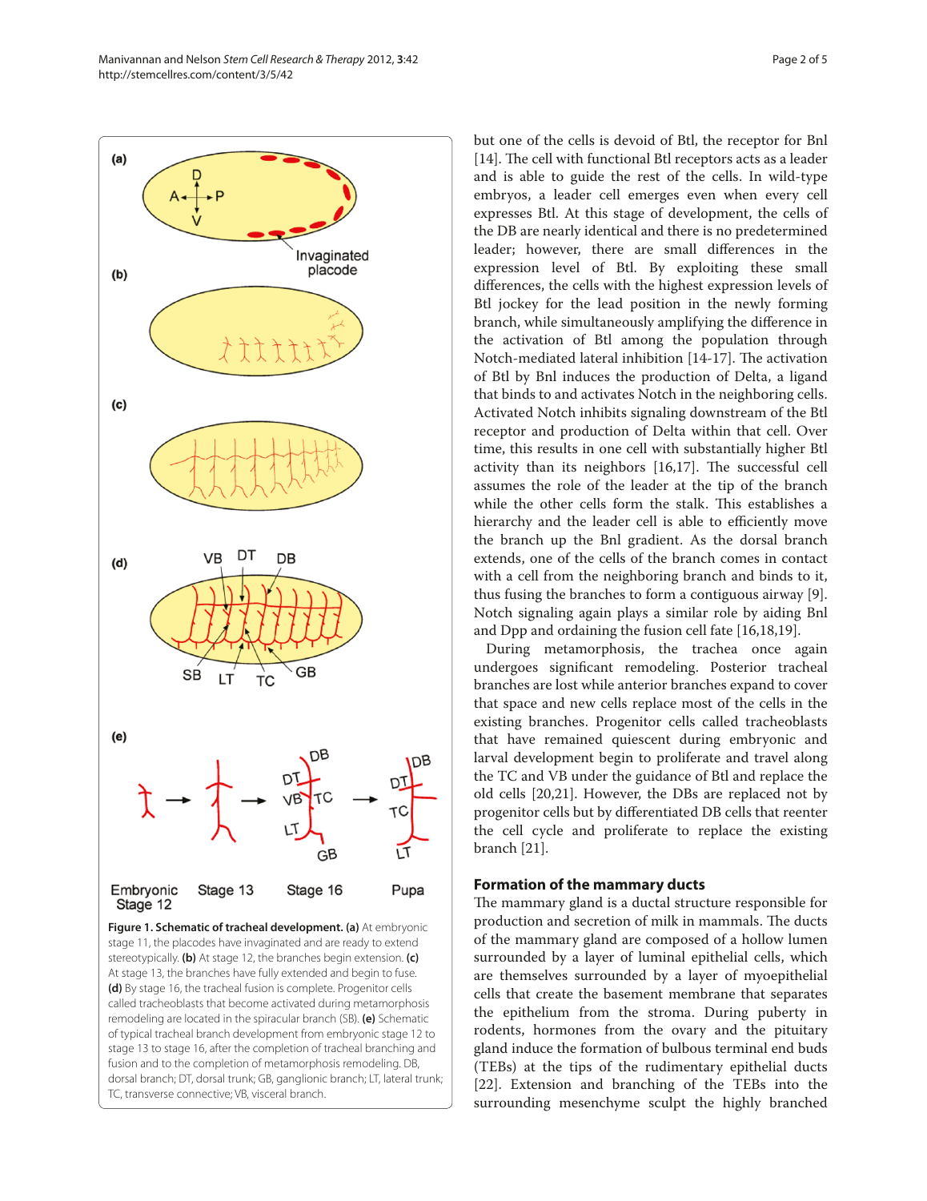**Figure 1. Schematic of tracheal development. (a)** At embryonic stage 11, the placodes have invaginated and are ready to extend stereotypically. **(b)** At stage 12, the branches begin extension. **(c)** At stage 13, the branches have fully extended and begin to fuse. **(d)** By stage 16, the tracheal fusion is complete. Progenitor cells called tracheoblasts that become activated during metamorphosis remodeling are located in the spiracular branch (SB). **(e)** Schematic of typical tracheal branch development from embryonic stage 12 to stage 13 to stage 16, after the completion of tracheal branching and fusion and to the completion of metamorphosis remodeling. DB, dorsal branch; DT, dorsal trunk; GB, ganglionic branch; LT, lateral trunk; TC, transverse connective; VB, visceral branch.

but one of the cells is devoid of Btl, the receptor for Bnl [14]. The cell with functional Btl receptors acts as a leader and is able to guide the rest of the cells. In wild-type embryos, a leader cell emerges even when every cell expresses Btl. At this stage of development, the cells of the DB are nearly identical and there is no predetermined leader; however, there are small differences in the expression level of Btl. By exploiting these small differences, the cells with the highest expression levels of Btl jockey for the lead position in the newly forming branch, while simultaneously amplifying the difference in the activation of Btl among the population through Notch-mediated lateral inhibition [14-17]. The activation of Btl by Bnl induces the production of Delta, a ligand that binds to and activates Notch in the neighboring cells. Activated Notch inhibits signaling downstream of the Btl receptor and production of Delta within that cell. Over time, this results in one cell with substantially higher Btl activity than its neighbors [16,17]. The successful cell assumes the role of the leader at the tip of the branch while the other cells form the stalk. This establishes a hierarchy and the leader cell is able to efficiently move the branch up the Bnl gradient. As the dorsal branch extends, one of the cells of the branch comes in contact with a cell from the neighboring branch and binds to it, thus fusing the branches to form a contiguous airway [9]. Notch signaling again plays a similar role by aiding Bnl and Dpp and ordaining the fusion cell fate [16,18,19].

During metamorphosis, the trachea once again undergoes significant remodeling. Posterior tracheal branches are lost while anterior branches expand to cover that space and new cells replace most of the cells in the existing branches. Progenitor cells called tracheoblasts that have remained quiescent during embryonic and larval development begin to proliferate and travel along the TC and VB under the guidance of Btl and replace the old cells [20,21]. However, the DBs are replaced not by progenitor cells but by differentiated DB cells that reenter the cell cycle and proliferate to replace the existing branch [21].

## Formation of the mammary ducts

The mammary gland is a ductal structure responsible for production and secretion of milk in mammals. The ducts of the mammary gland are composed of a hollow lumen surrounded by a layer of luminal epithelial cells, which are themselves surrounded by a layer of myoepithelial cells that create the basement membrane that separates the epithelium from the stroma. During puberty in rodents, hormones from the ovary and the pituitary gland induce the formation of bulbous terminal end buds (TEBs) at the tips of the rudimentary epithelial ducts [22]. Extension and branching of the TEBs into the surrounding mesenchyme sculpt the highly branched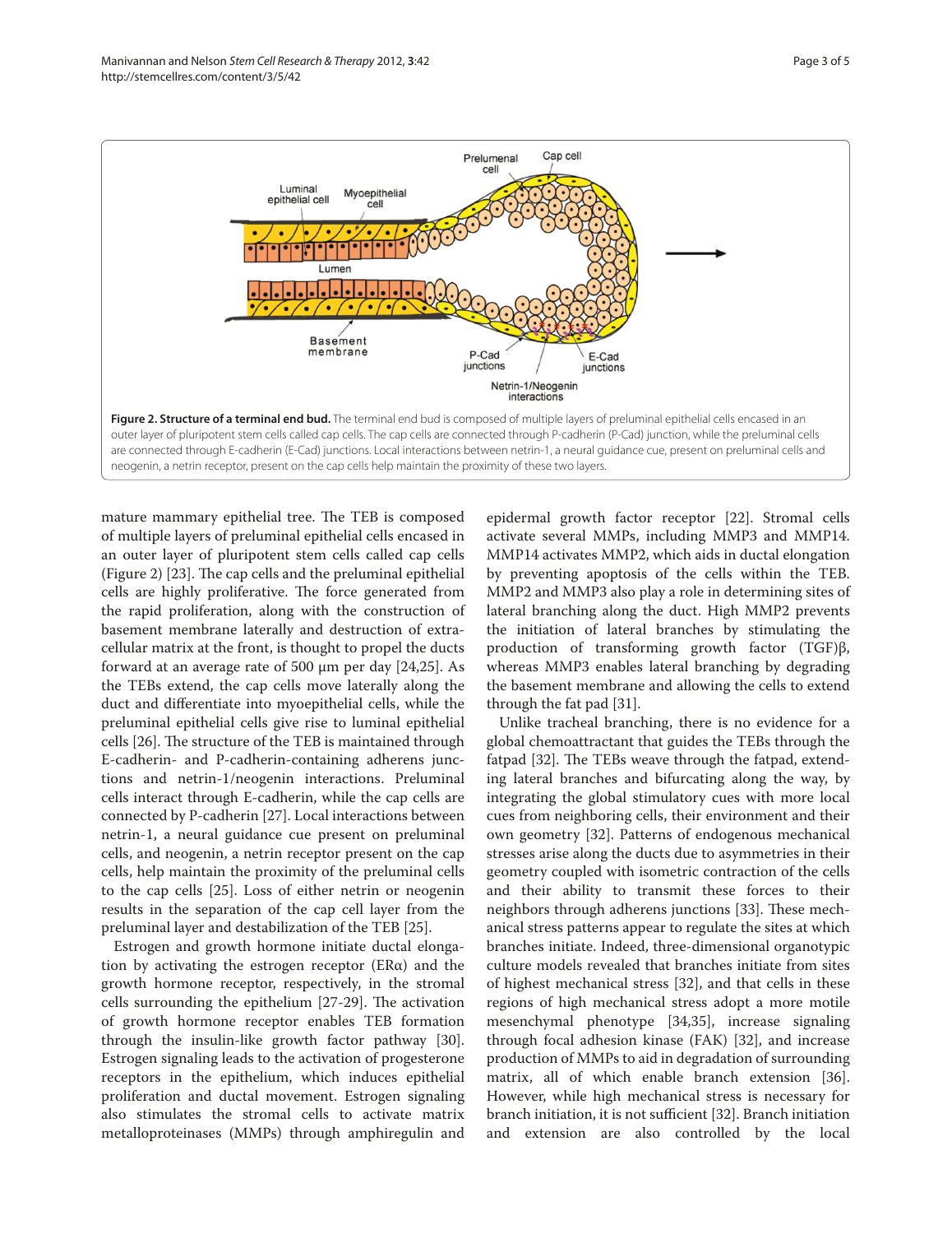**Figure 2. Structure of a terminal end bud.** The terminal end bud is composed of multiple layers of preluminal epithelial cells encased in an outer layer of pluripotent stem cells called cap cells. The cap cells are connected through P-cadherin (P-Cad) junction, while the preluminal cells are connected through E-cadherin (E-Cad) junctions. Local interactions between netrin-1, a neural guidance cue, present on preluminal cells and neogenin, a netrin receptor, present on the cap cells help maintain the proximity of these two layers.

mature mammary epithelial tree. The TEB is composed of multiple layers of preluminal epithelial cells encased in an outer layer of pluripotent stem cells called cap cells (Figure 2) [23]. The cap cells and the preluminal epithelial cells are highly proliferative. The force generated from the rapid proliferation, along with the construction of basement membrane laterally and destruction of extracellular matrix at the front, is thought to propel the ducts forward at an average rate of 500 μm per day [24,25]. As the TEBs extend, the cap cells move laterally along the duct and differentiate into myoepithelial cells, while the preluminal epithelial cells give rise to luminal epithelial cells [26]. The structure of the TEB is maintained through E-cadherin- and P-cadherin-containing adherens junctions and netrin-1/neogenin interactions. Preluminal cells interact through E-cadherin, while the cap cells are connected by P-cadherin [27]. Local interactions between netrin-1, a neural guidance cue present on preluminal cells, and neogenin, a netrin receptor present on the cap cells, help maintain the proximity of the preluminal cells to the cap cells [25]. Loss of either netrin or neogenin results in the separation of the cap cell layer from the preluminal layer and destabilization of the TEB [25].

Estrogen and growth hormone initiate ductal elongation by activating the estrogen receptor (ERα) and the growth hormone receptor, respectively, in the stromal cells surrounding the epithelium [27-29]. The activation of growth hormone receptor enables TEB formation through the insulin-like growth factor pathway [30]. Estrogen signaling leads to the activation of progesterone receptors in the epithelium, which induces epithelial proliferation and ductal movement. Estrogen signaling also stimulates the stromal cells to activate matrix metalloproteinases (MMPs) through amphiregulin and epidermal growth factor receptor [22]. Stromal cells activate several MMPs, including MMP3 and MMP14. MMP14 activates MMP2, which aids in ductal elongation by preventing apoptosis of the cells within the TEB. MMP2 and MMP3 also play a role in determining sites of lateral branching along the duct. High MMP2 prevents the initiation of lateral branches by stimulating the production of transforming growth factor (TGF)β, whereas MMP3 enables lateral branching by degrading the basement membrane and allowing the cells to extend through the fat pad [31].

Unlike tracheal branching, there is no evidence for a global chemoattractant that guides the TEBs through the fatpad [32]. The TEBs weave through the fatpad, extending lateral branches and bifurcating along the way, by integrating the global stimulatory cues with more local cues from neighboring cells, their environment and their own geometry [32]. Patterns of endogenous mechanical stresses arise along the ducts due to asymmetries in their geometry coupled with isometric contraction of the cells and their ability to transmit these forces to their neighbors through adherens junctions [33]. These mechanical stress patterns appear to regulate the sites at which branches initiate. Indeed, three-dimensional organotypic culture models revealed that branches initiate from sites of highest mechanical stress [32], and that cells in these regions of high mechanical stress adopt a more motile mesenchymal phenotype [34,35], increase signaling through focal adhesion kinase (FAK) [32], and increase production of MMPs to aid in degradation of surrounding matrix, all of which enable branch extension [36]. However, while high mechanical stress is necessary for branch initiation, it is not sufficient [32]. Branch initiation and extension are also controlled by the local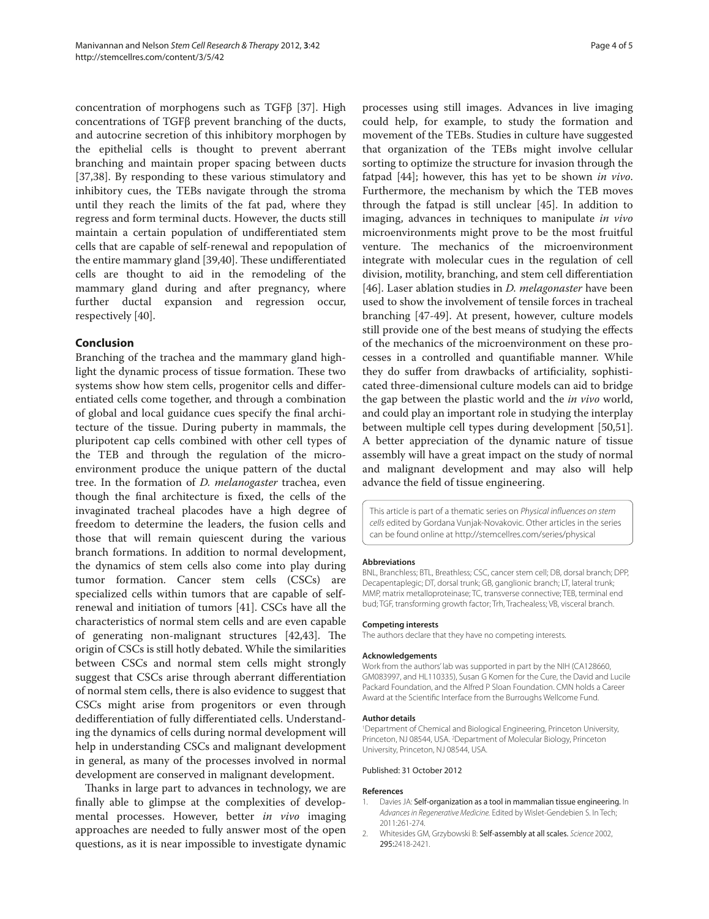concentration of morphogens such as TGFβ [37]. High concentrations of TGFβ prevent branching of the ducts, and autocrine secretion of this inhibitory morphogen by the epithelial cells is thought to prevent aberrant branching and maintain proper spacing between ducts [37,38]. By responding to these various stimulatory and inhibitory cues, the TEBs navigate through the stroma until they reach the limits of the fat pad, where they regress and form terminal ducts. However, the ducts still maintain a certain population of undifferentiated stem cells that are capable of self-renewal and repopulation of the entire mammary gland [39,40]. These undifferentiated cells are thought to aid in the remodeling of the mammary gland during and after pregnancy, where further ductal expansion and regression occur, respectively [40].

## Conclusion

Branching of the trachea and the mammary gland highlight the dynamic process of tissue formation. These two systems show how stem cells, progenitor cells and differentiated cells come together, and through a combination of global and local guidance cues specify the final architecture of the tissue. During puberty in mammals, the pluripotent cap cells combined with other cell types of the TEB and through the regulation of the microenvironment produce the unique pattern of the ductal tree. In the formation of *D. melanogaster* trachea, even though the final architecture is fixed, the cells of the invaginated tracheal placodes have a high degree of freedom to determine the leaders, the fusion cells and those that will remain quiescent during the various branch formations. In addition to normal development, the dynamics of stem cells also come into play during tumor formation. Cancer stem cells (CSCs) are specialized cells within tumors that are capable of self-renewal and initiation of tumors [41]. CSCs have all the characteristics of normal stem cells and are even capable of generating non-malignant structures [42,43]. The origin of CSCs is still hotly debated. While the similarities between CSCs and normal stem cells might strongly suggest that CSCs arise through aberrant differentiation of normal stem cells, there is also evidence to suggest that CSCs might arise from progenitors or even through dedifferentiation of fully differentiated cells. Understanding the dynamics of cells during normal development will help in understanding CSCs and malignant development in general, as many of the processes involved in normal development are conserved in malignant development.

Thanks in large part to advances in technology, we are finally able to glimpse at the complexities of developmental processes. However, better *in vivo* imaging approaches are needed to fully answer most of the open questions, as it is near impossible to investigate dynamic processes using still images. Advances in live imaging could help, for example, to study the formation and movement of the TEBs. Studies in culture have suggested that organization of the TEBs might involve cellular sorting to optimize the structure for invasion through the fatpad [44]; however, this has yet to be shown *in vivo*. Furthermore, the mechanism by which the TEB moves through the fatpad is still unclear [45]. In addition to imaging, advances in techniques to manipulate *in vivo* microenvironments might prove to be the most fruitful venture. The mechanics of the microenvironment integrate with molecular cues in the regulation of cell division, motility, branching, and stem cell differentiation [46]. Laser ablation studies in *D. melagonaster* have been used to show the involvement of tensile forces in tracheal branching [47-49]. At present, however, culture models still provide one of the best means of studying the effects of the mechanics of the microenvironment on these processes in a controlled and quantifiable manner. While they do suffer from drawbacks of artificiality, sophisticated three-dimensional culture models can aid to bridge the gap between the plastic world and the *in vivo* world, and could play an important role in studying the interplay between multiple cell types during development [50,51]. A better appreciation of the dynamic nature of tissue assembly will have a great impact on the study of normal and malignant development and may also will help advance the field of tissue engineering.

This article is part of a thematic series on *Physical influences on stem cells* edited by Gordana Vunjak-Novakovic. Other articles in the series can be found online at http://stemcellres.com/series/physical

#### Abbreviations

BNL, Branchless; BTL, Breathless; CSC, cancer stem cell; DB, dorsal branch; DPP, Decapentaplegic; DT, dorsal trunk; GB, ganglionic branch; LT, lateral trunk; MMP, matrix metalloproteinase; TC, transverse connective; TEB, terminal end bud; TGF, transforming growth factor; Trh, Trachealess; VB, visceral branch.

#### Competing interests

The authors declare that they have no competing interests.

#### Acknowledgements

Work from the authors' lab was supported in part by the NIH (CA128660, GM083997, and HL110335), Susan G Komen for the Cure, the David and Lucile Packard Foundation, and the Alfred P Sloan Foundation. CMN holds a Career Award at the Scientific Interface from the Burroughs Wellcome Fund.

#### Author details

[1]Department of Chemical and Biological Engineering, Princeton University, Princeton, NJ 08544, USA. [2]Department of Molecular Biology, Princeton University, Princeton, NJ 08544, USA.

Published: 31 October 2012

#### References

1. Davies JA: **Self-organization as a tool in mammalian tissue engineering.** In *Advances in Regenerative Medicine.* Edited by Wislet-Gendebien S. In Tech; 2011:261-274.
2. Whitesides GM, Grzybowski B: **Self-assembly at all scales.** *Science* 2002, **295:**2418-2421.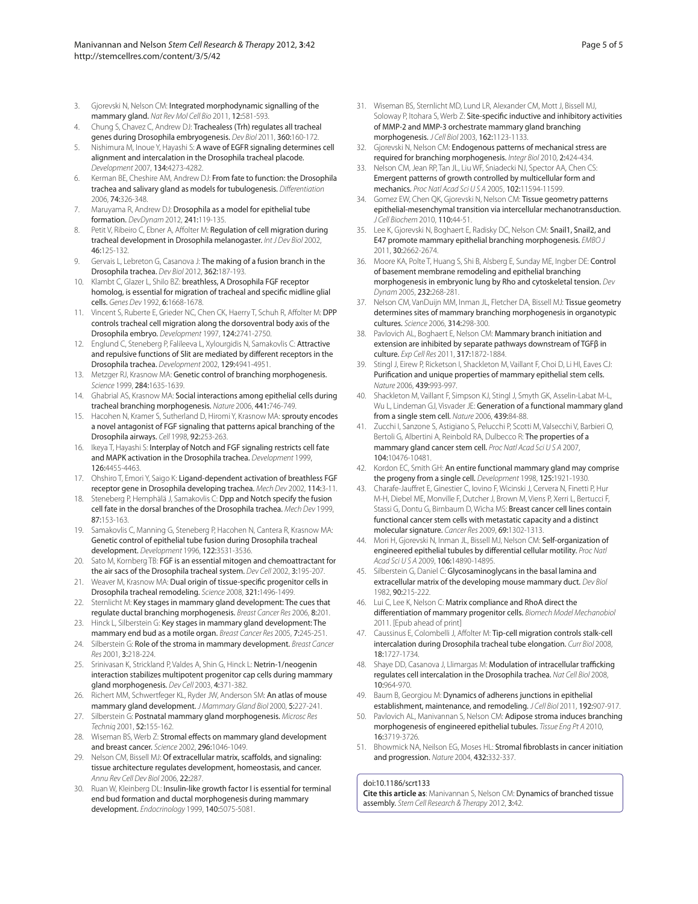3. Gjorevski N, Nelson CM: **Integrated morphodynamic signalling of the mammary gland.** *Nat Rev Mol Cell Bio* 2011, **12:**581-593.
4. Chung S, Chavez C, Andrew DJ: **Trachealess (Trh) regulates all tracheal genes during Drosophila embryogenesis.** *Dev Biol* 2011, **360:**160-172.
5. Nishimura M, Inoue Y, Hayashi S: **A wave of EGFR signaling determines cell alignment and intercalation in the Drosophila tracheal placode.** *Development* 2007, **134:**4273-4282.
6. Kerman BE, Cheshire AM, Andrew DJ: **From fate to function: the Drosophila trachea and salivary gland as models for tubulogenesis.** *Differentiation* 2006, **74:**326-348.
7. Maruyama R, Andrew DJ: **Drosophila as a model for epithelial tube formation.** *DevDynam* 2012, **241:**119-135.
8. Petit V, Ribeiro C, Ebner A, Affolter M: **Regulation of cell migration during tracheal development in Drosophila melanogaster.** *Int J Dev Biol* 2002, **46:**125-132.
9. Gervais L, Lebreton G, Casanova J: **The making of a fusion branch in the Drosophila trachea.** *Dev Biol* 2012, **362:**187-193.
10. Klambt C, Glazer L, Shilo BZ: **breathless, A Drosophila FGF receptor homolog, is essential for migration of tracheal and specific midline glial cells.** *Genes Dev* 1992, **6:**1668-1678.
11. Vincent S, Ruberte E, Grieder NC, Chen CK, Haerry T, Schuh R, Affolter M: **DPP controls tracheal cell migration along the dorsoventral body axis of the Drosophila embryo.** *Development* 1997, **124:**2741-2750.
12. Englund C, Steneberg P, Falileeva L, Xylourgidis N, Samakovlis C: **Attractive and repulsive functions of Slit are mediated by different receptors in the Drosophila trachea.** *Development* 2002, **129:**4941-4951.
13. Metzger RJ, Krasnow MA: **Genetic control of branching morphogenesis.** *Science* 1999, **284:**1635-1639.
14. Ghabrial AS, Krasnow MA: **Social interactions among epithelial cells during tracheal branching morphogenesis.** *Nature* 2006, **441:**746-749.
15. Hacohen N, Kramer S, Sutherland D, Hiromi Y, Krasnow MA: **sprouty encodes a novel antagonist of FGF signaling that patterns apical branching of the Drosophila airways.** *Cell* 1998, **92:**253-263.
16. Ikeya T, Hayashi S: **Interplay of Notch and FGF signaling restricts cell fate and MAPK activation in the Drosophila trachea.** *Development* 1999, **126:**4455-4463.
17. Ohshiro T, Emori Y, Saigo K: **Ligand-dependent activation of breathless FGF receptor gene in Drosophila developing trachea.** *Mech Dev* 2002, **114:**3-11.
18. Steneberg P, Hemphälä J, Samakovlis C: **Dpp and Notch specify the fusion cell fate in the dorsal branches of the Drosophila trachea.** *Mech Dev* 1999, **87:**153-163.
19. Samakovlis C, Manning G, Steneberg P, Hacohen N, Cantera R, Krasnow MA: **Genetic control of epithelial tube fusion during Drosophila tracheal development.** *Development* 1996, **122:**3531-3536.
20. Sato M, Kornberg TB: **FGF is an essential mitogen and chemoattractant for the air sacs of the Drosophila tracheal system.** *Dev Cell* 2002, **3:**195-207.
21. Weaver M, Krasnow MA: **Dual origin of tissue-specific progenitor cells in Drosophila tracheal remodeling.** *Science* 2008, **321:**1496-1499.
22. Sternlicht M: **Key stages in mammary gland development: The cues that regulate ductal branching morphogenesis.** *Breast Cancer Res* 2006, **8:**201.
23. Hinck L, Silberstein G: **Key stages in mammary gland development: The mammary end bud as a motile organ.** *Breast Cancer Res* 2005, **7:**245-251.
24. Silberstein G: **Role of the stroma in mammary development.** *Breast Cancer Res* 2001, **3:**218-224.
25. Srinivasan K, Strickland P, Valdes A, Shin G, Hinck L: **Netrin-1/neogenin interaction stabilizes multipotent progenitor cap cells during mammary gland morphogenesis.** *Dev Cell* 2003, **4:**371-382.
26. Richert MM, Schwertfeger KL, Ryder JW, Anderson SM: **An atlas of mouse mammary gland development.** *J Mammary Gland Biol* 2000, **5:**227-241.
27. Silberstein G: **Postnatal mammary gland morphogenesis.** *Microsc Res Techniq* 2001, **52:**155-162.
28. Wiseman BS, Werb Z: **Stromal effects on mammary gland development and breast cancer.** *Science* 2002, **296:**1046-1049.
29. Nelson CM, Bissell MJ: **Of extracellular matrix, scaffolds, and signaling: tissue architecture regulates development, homeostasis, and cancer.** *Annu Rev Cell Dev Biol* 2006, **22:**287.
30. Ruan W, Kleinberg DL: **Insulin-like growth factor I is essential for terminal end bud formation and ductal morphogenesis during mammary development.** *Endocrinology* 1999, **140:**5075-5081.
31. Wiseman BS, Sternlicht MD, Lund LR, Alexander CM, Mott J, Bissell MJ, Soloway P, Itohara S, Werb Z: **Site-specific inductive and inhibitory activities of MMP-2 and MMP-3 orchestrate mammary gland branching morphogenesis.** *J Cell Biol* 2003, **162:**1123-1133.
32. Gjorevski N, Nelson CM: **Endogenous patterns of mechanical stress are required for branching morphogenesis.** *Integr Biol* 2010, **2:**424-434.
33. Nelson CM, Jean RP, Tan JL, Liu WF, Sniadecki NJ, Spector AA, Chen CS: **Emergent patterns of growth controlled by multicellular form and mechanics.** *Proc Natl Acad Sci U S A* 2005, **102:**11594-11599.
34. Gomez EW, Chen QK, Gjorevski N, Nelson CM: **Tissue geometry patterns epithelial-mesenchymal transition via intercellular mechanotransduction.** *J Cell Biochem* 2010, **110:**44-51.
35. Lee K, Gjorevski N, Boghaert E, Radisky DC, Nelson CM: **Snail1, Snail2, and E47 promote mammary epithelial branching morphogenesis.** *EMBO J* 2011, **30:**2662-2674.
36. Moore KA, Polte T, Huang S, Shi B, Alsberg E, Sunday ME, Ingber DE: **Control of basement membrane remodeling and epithelial branching morphogenesis in embryonic lung by Rho and cytoskeletal tension.** *Dev Dynam* 2005, **232:**268-281.
37. Nelson CM, VanDuijn MM, Inman JL, Fletcher DA, Bissell MJ: **Tissue geometry determines sites of mammary branching morphogenesis in organotypic cultures.** *Science* 2006, **314:**298-300.
38. Pavlovich AL, Boghaert E, Nelson CM: **Mammary branch initiation and extension are inhibited by separate pathways downstream of TGFβ in culture.** *Exp Cell Res* 2011, **317:**1872-1884.
39. Stingl J, Eirew P, Ricketson I, Shackleton M, Vaillant F, Choi D, Li HI, Eaves CJ: **Purification and unique properties of mammary epithelial stem cells.** *Nature* 2006, **439:**993-997.
40. Shackleton M, Vaillant F, Simpson KJ, Stingl J, Smyth GK, Asselin-Labat M-L, Wu L, Lindeman GJ, Visvader JE: **Generation of a functional mammary gland from a single stem cell.** *Nature* 2006, **439:**84-88.
41. Zucchi I, Sanzone S, Astigiano S, Pelucchi P, Scotti M, Valsecchi V, Barbieri O, Bertoli G, Albertini A, Reinbold RA, Dulbecco R: **The properties of a mammary gland cancer stem cell.** *Proc Natl Acad Sci U S A* 2007, **104:**10476-10481.
42. Kordon EC, Smith GH: **An entire functional mammary gland may comprise the progeny from a single cell.** *Development* 1998, **125:**1921-1930.
43. Charafe-Jauffret E, Ginestier C, Iovino F, Wicinski J, Cervera N, Finetti P, Hur M-H, Diebel ME, Monville F, Dutcher J, Brown M, Viens P, Xerri L, Bertucci F, Stassi G, Dontu G, Birnbaum D, Wicha MS: **Breast cancer cell lines contain functional cancer stem cells with metastatic capacity and a distinct molecular signature.** *Cancer Res* 2009, **69:**1302-1313.
44. Mori H, Gjorevski N, Inman JL, Bissell MJ, Nelson CM: **Self-organization of engineered epithelial tubules by differential cellular motility.** *Proc Natl Acad Sci U S A* 2009, **106:**14890-14895.
45. Silberstein G, Daniel C: **Glycosaminoglycans in the basal lamina and extracellular matrix of the developing mouse mammary duct.** *Dev Biol* 1982, **90:**215-222.
46. Lui C, Lee K, Nelson C: **Matrix compliance and RhoA direct the differentiation of mammary progenitor cells.** *Biomech Model Mechanobiol* 2011. [Epub ahead of print]
47. Caussinus E, Colombelli J, Affolter M: **Tip-cell migration controls stalk-cell intercalation during Drosophila tracheal tube elongation.** *Curr Biol* 2008, **18:**1727-1734.
48. Shaye DD, Casanova J, Llimargas M: **Modulation of intracellular trafficking regulates cell intercalation in the Drosophila trachea.** *Nat Cell Biol* 2008, **10:**964-970.
49. Baum B, Georgiou M: **Dynamics of adherens junctions in epithelial establishment, maintenance, and remodeling.** *J Cell Biol* 2011, **192:**907-917.
50. Pavlovich AL, Manivannan S, Nelson CM: **Adipose stroma induces branching morphogenesis of engineered epithelial tubules.** *Tissue Eng Pt A* 2010, **16:**3719-3726.
51. Bhowmick NA, Neilson EG, Moses HL: **Stromal fibroblasts in cancer initiation and progression.** *Nature* 2004, **432:**332-337.

doi:10.1186/scrt133
**Cite this article as**: Manivannan S, Nelson CM: Dynamics of branched tissue assembly. *Stem Cell Research & Therapy* 2012, **3:**42.